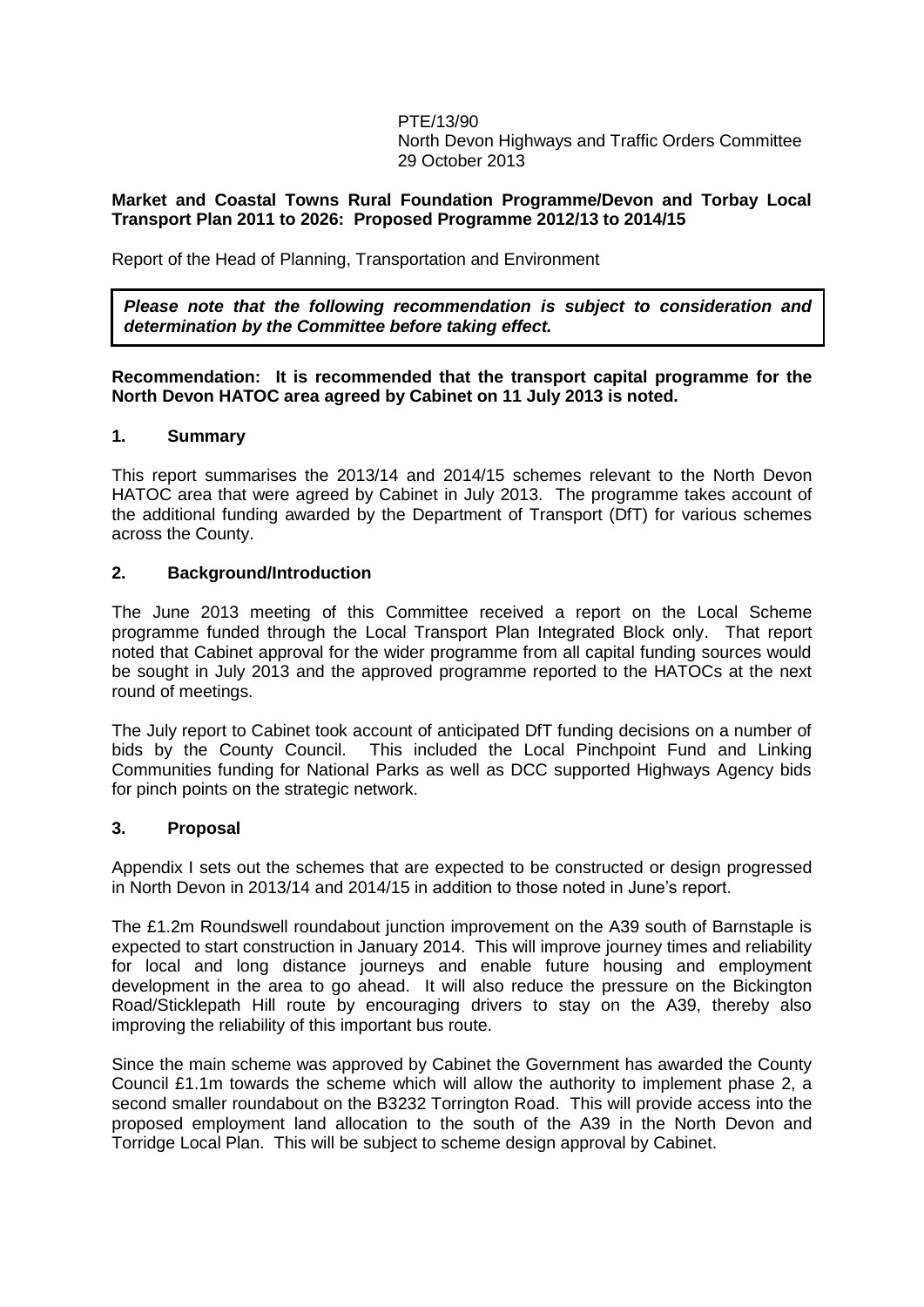PTE/13/90
North Devon Highways and Traffic Orders Committee
29 October 2013

**Market and Coastal Towns Rural Foundation Programme/Devon and Torbay Local Transport Plan 2011 to 2026: Proposed Programme 2012/13 to 2014/15**

Report of the Head of Planning, Transportation and Environment

> ***Please note that the following recommendation is subject to consideration and determination by the Committee before taking effect.***

**Recommendation: It is recommended that the transport capital programme for the North Devon HATOC area agreed by Cabinet on 11 July 2013 is noted.**

## 1. Summary

This report summarises the 2013/14 and 2014/15 schemes relevant to the North Devon HATOC area that were agreed by Cabinet in July 2013. The programme takes account of the additional funding awarded by the Department of Transport (DfT) for various schemes across the County.

## 2. Background/Introduction

The June 2013 meeting of this Committee received a report on the Local Scheme programme funded through the Local Transport Plan Integrated Block only. That report noted that Cabinet approval for the wider programme from all capital funding sources would be sought in July 2013 and the approved programme reported to the HATOCs at the next round of meetings.

The July report to Cabinet took account of anticipated DfT funding decisions on a number of bids by the County Council. This included the Local Pinchpoint Fund and Linking Communities funding for National Parks as well as DCC supported Highways Agency bids for pinch points on the strategic network.

## 3. Proposal

Appendix I sets out the schemes that are expected to be constructed or design progressed in North Devon in 2013/14 and 2014/15 in addition to those noted in June's report.

The £1.2m Roundswell roundabout junction improvement on the A39 south of Barnstaple is expected to start construction in January 2014. This will improve journey times and reliability for local and long distance journeys and enable future housing and employment development in the area to go ahead. It will also reduce the pressure on the Bickington Road/Sticklepath Hill route by encouraging drivers to stay on the A39, thereby also improving the reliability of this important bus route.

Since the main scheme was approved by Cabinet the Government has awarded the County Council £1.1m towards the scheme which will allow the authority to implement phase 2, a second smaller roundabout on the B3232 Torrington Road. This will provide access into the proposed employment land allocation to the south of the A39 in the North Devon and Torridge Local Plan. This will be subject to scheme design approval by Cabinet.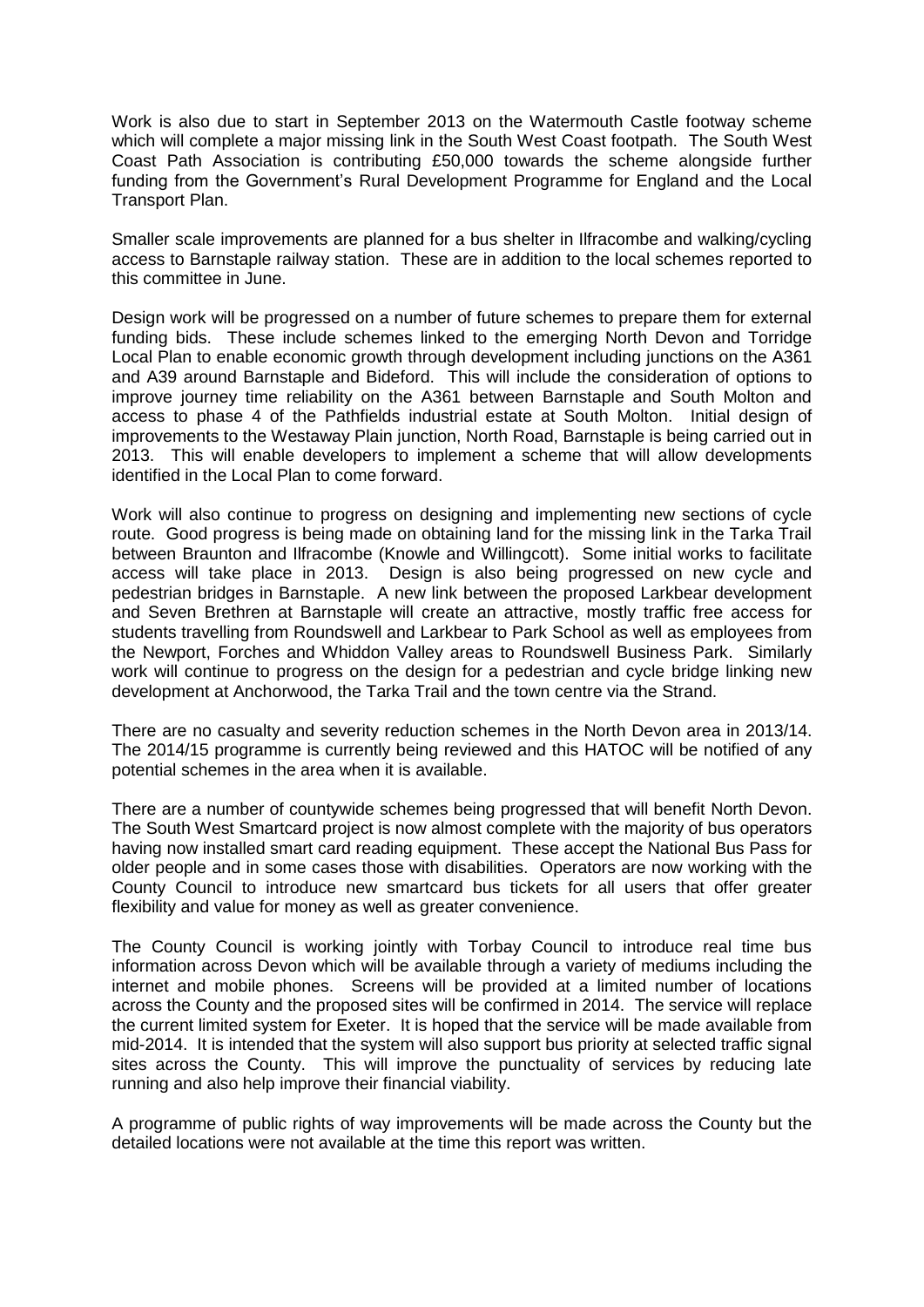Work is also due to start in September 2013 on the Watermouth Castle footway scheme which will complete a major missing link in the South West Coast footpath. The South West Coast Path Association is contributing £50,000 towards the scheme alongside further funding from the Government's Rural Development Programme for England and the Local Transport Plan.

Smaller scale improvements are planned for a bus shelter in Ilfracombe and walking/cycling access to Barnstaple railway station. These are in addition to the local schemes reported to this committee in June.

Design work will be progressed on a number of future schemes to prepare them for external funding bids. These include schemes linked to the emerging North Devon and Torridge Local Plan to enable economic growth through development including junctions on the A361 and A39 around Barnstaple and Bideford. This will include the consideration of options to improve journey time reliability on the A361 between Barnstaple and South Molton and access to phase 4 of the Pathfields industrial estate at South Molton. Initial design of improvements to the Westaway Plain junction, North Road, Barnstaple is being carried out in 2013. This will enable developers to implement a scheme that will allow developments identified in the Local Plan to come forward.

Work will also continue to progress on designing and implementing new sections of cycle route. Good progress is being made on obtaining land for the missing link in the Tarka Trail between Braunton and Ilfracombe (Knowle and Willingcott). Some initial works to facilitate access will take place in 2013. Design is also being progressed on new cycle and pedestrian bridges in Barnstaple. A new link between the proposed Larkbear development and Seven Brethren at Barnstaple will create an attractive, mostly traffic free access for students travelling from Roundswell and Larkbear to Park School as well as employees from the Newport, Forches and Whiddon Valley areas to Roundswell Business Park. Similarly work will continue to progress on the design for a pedestrian and cycle bridge linking new development at Anchorwood, the Tarka Trail and the town centre via the Strand.

There are no casualty and severity reduction schemes in the North Devon area in 2013/14. The 2014/15 programme is currently being reviewed and this HATOC will be notified of any potential schemes in the area when it is available.

There are a number of countywide schemes being progressed that will benefit North Devon. The South West Smartcard project is now almost complete with the majority of bus operators having now installed smart card reading equipment. These accept the National Bus Pass for older people and in some cases those with disabilities. Operators are now working with the County Council to introduce new smartcard bus tickets for all users that offer greater flexibility and value for money as well as greater convenience.

The County Council is working jointly with Torbay Council to introduce real time bus information across Devon which will be available through a variety of mediums including the internet and mobile phones. Screens will be provided at a limited number of locations across the County and the proposed sites will be confirmed in 2014. The service will replace the current limited system for Exeter. It is hoped that the service will be made available from mid-2014. It is intended that the system will also support bus priority at selected traffic signal sites across the County. This will improve the punctuality of services by reducing late running and also help improve their financial viability.

A programme of public rights of way improvements will be made across the County but the detailed locations were not available at the time this report was written.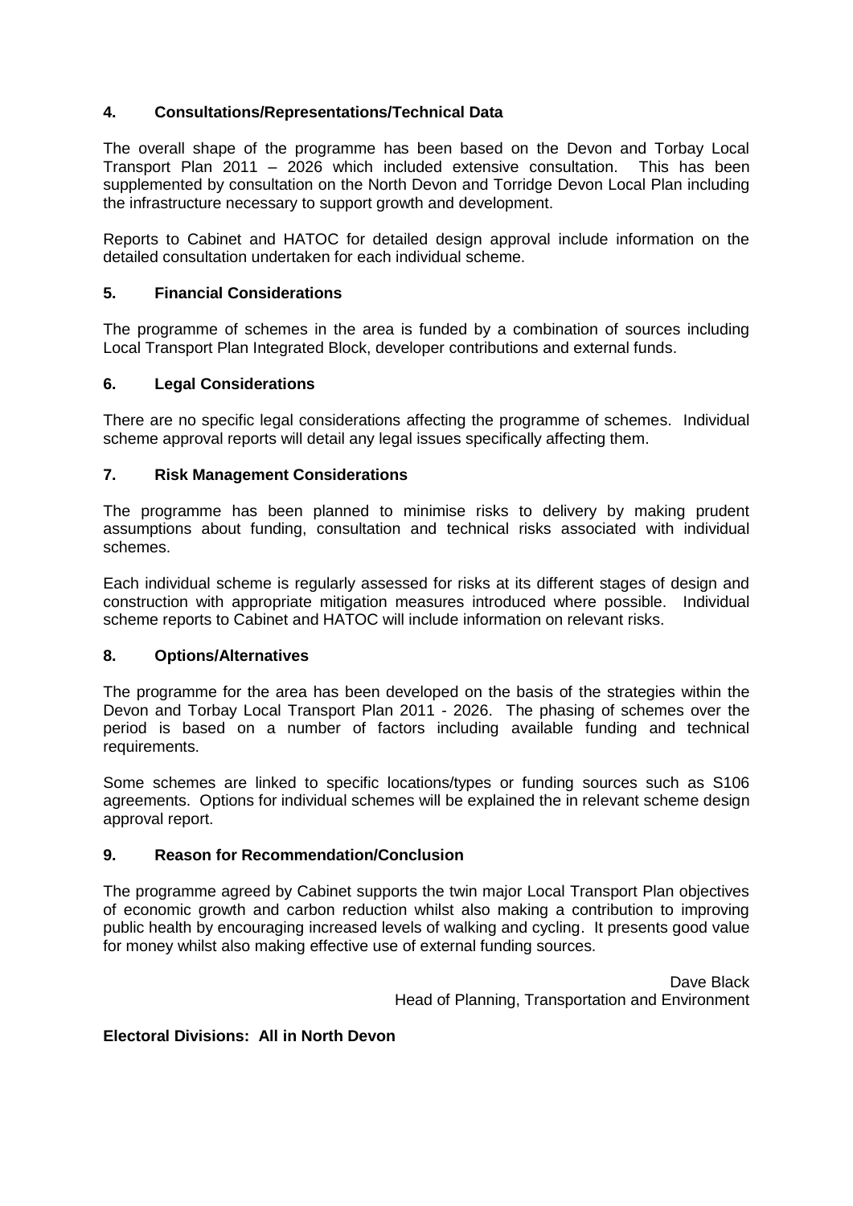## 4. Consultations/Representations/Technical Data

The overall shape of the programme has been based on the Devon and Torbay Local Transport Plan 2011 – 2026 which included extensive consultation. This has been supplemented by consultation on the North Devon and Torridge Devon Local Plan including the infrastructure necessary to support growth and development.

Reports to Cabinet and HATOC for detailed design approval include information on the detailed consultation undertaken for each individual scheme.

## 5. Financial Considerations

The programme of schemes in the area is funded by a combination of sources including Local Transport Plan Integrated Block, developer contributions and external funds.

## 6. Legal Considerations

There are no specific legal considerations affecting the programme of schemes. Individual scheme approval reports will detail any legal issues specifically affecting them.

## 7. Risk Management Considerations

The programme has been planned to minimise risks to delivery by making prudent assumptions about funding, consultation and technical risks associated with individual schemes.

Each individual scheme is regularly assessed for risks at its different stages of design and construction with appropriate mitigation measures introduced where possible. Individual scheme reports to Cabinet and HATOC will include information on relevant risks.

## 8. Options/Alternatives

The programme for the area has been developed on the basis of the strategies within the Devon and Torbay Local Transport Plan 2011 - 2026. The phasing of schemes over the period is based on a number of factors including available funding and technical requirements.

Some schemes are linked to specific locations/types or funding sources such as S106 agreements. Options for individual schemes will be explained the in relevant scheme design approval report.

## 9. Reason for Recommendation/Conclusion

The programme agreed by Cabinet supports the twin major Local Transport Plan objectives of economic growth and carbon reduction whilst also making a contribution to improving public health by encouraging increased levels of walking and cycling. It presents good value for money whilst also making effective use of external funding sources.

Dave Black
Head of Planning, Transportation and Environment

**Electoral Divisions: All in North Devon**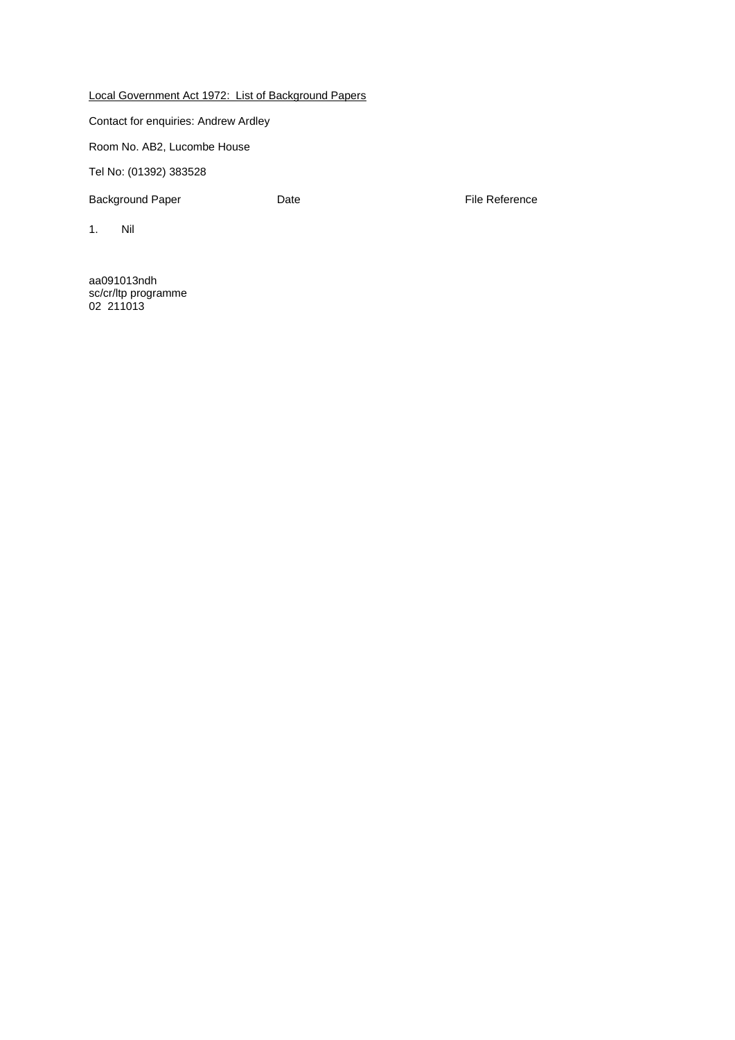<u>Local Government Act 1972: List of Background Papers</u>

Contact for enquiries: Andrew Ardley

Room No. AB2, Lucombe House

Tel No: (01392) 383528

| Background Paper | Date | File Reference |
| --- | --- | --- |
| 1. Nil | | |

aa091013ndh
sc/cr/ltp programme
02 211013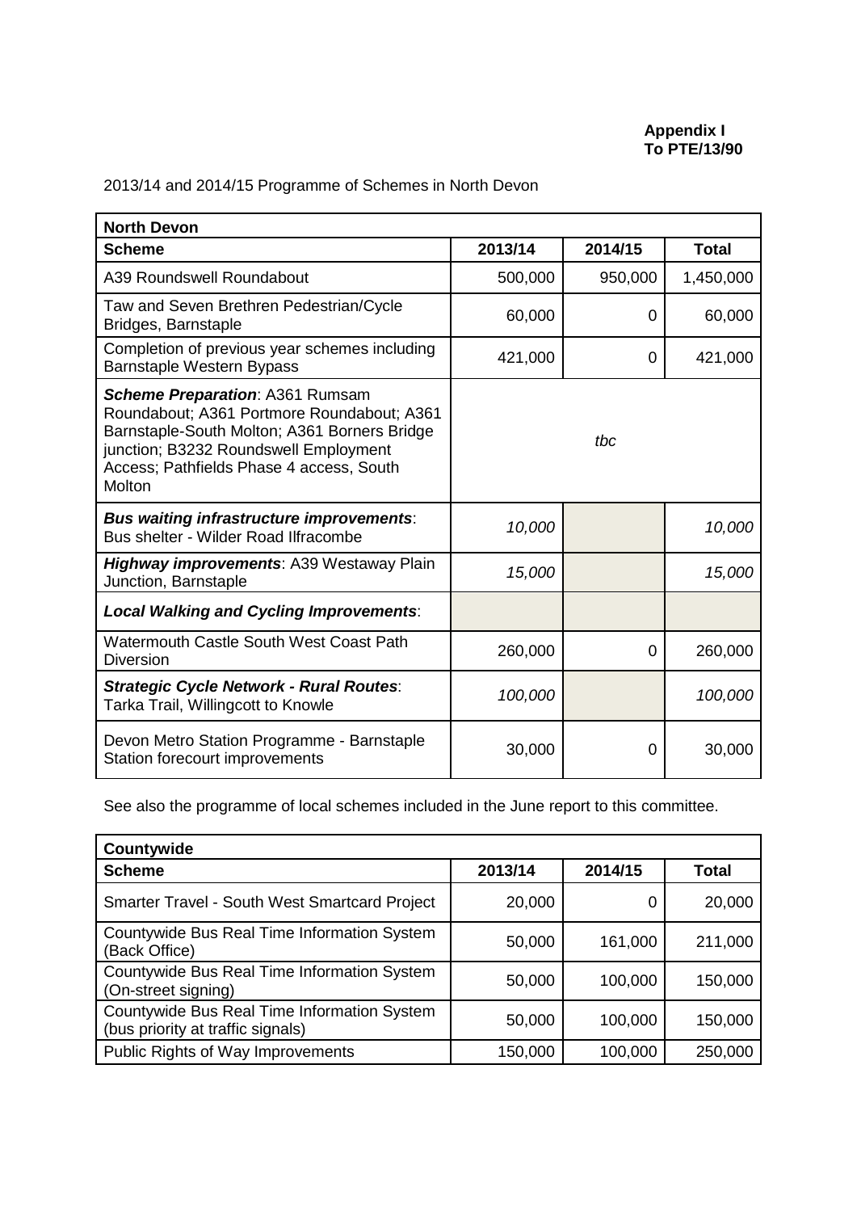**Appendix I**
**To PTE/13/90**

2013/14 and 2014/15 Programme of Schemes in North Devon

| **North Devon** | | | |
|---|---|---|---|
| **Scheme** | **2013/14** | **2014/15** | **Total** |
| A39 Roundswell Roundabout | 500,000 | 950,000 | 1,450,000 |
| Taw and Seven Brethren Pedestrian/Cycle Bridges, Barnstaple | 60,000 | 0 | 60,000 |
| Completion of previous year schemes including Barnstaple Western Bypass | 421,000 | 0 | 421,000 |
| ***Scheme Preparation***: A361 Rumsam Roundabout; A361 Portmore Roundabout; A361 Barnstaple-South Molton; A361 Borners Bridge junction; B3232 Roundswell Employment Access; Pathfields Phase 4 access, South Molton | *tbc* | | |
| ***Bus waiting infrastructure improvements***: Bus shelter - Wilder Road Ilfracombe | *10,000* | | *10,000* |
| ***Highway improvements***: A39 Westaway Plain Junction, Barnstaple | *15,000* | | *15,000* |
| ***Local Walking and Cycling Improvements***: | | | |
| Watermouth Castle South West Coast Path Diversion | 260,000 | 0 | 260,000 |
| ***Strategic Cycle Network - Rural Routes***: Tarka Trail, Willingcott to Knowle | *100,000* | | *100,000* |
| Devon Metro Station Programme - Barnstaple Station forecourt improvements | 30,000 | 0 | 30,000 |

See also the programme of local schemes included in the June report to this committee.

| **Countywide** | | | |
|---|---|---|---|
| **Scheme** | **2013/14** | **2014/15** | **Total** |
| Smarter Travel - South West Smartcard Project | 20,000 | 0 | 20,000 |
| Countywide Bus Real Time Information System (Back Office) | 50,000 | 161,000 | 211,000 |
| Countywide Bus Real Time Information System (On-street signing) | 50,000 | 100,000 | 150,000 |
| Countywide Bus Real Time Information System (bus priority at traffic signals) | 50,000 | 100,000 | 150,000 |
| Public Rights of Way Improvements | 150,000 | 100,000 | 250,000 |